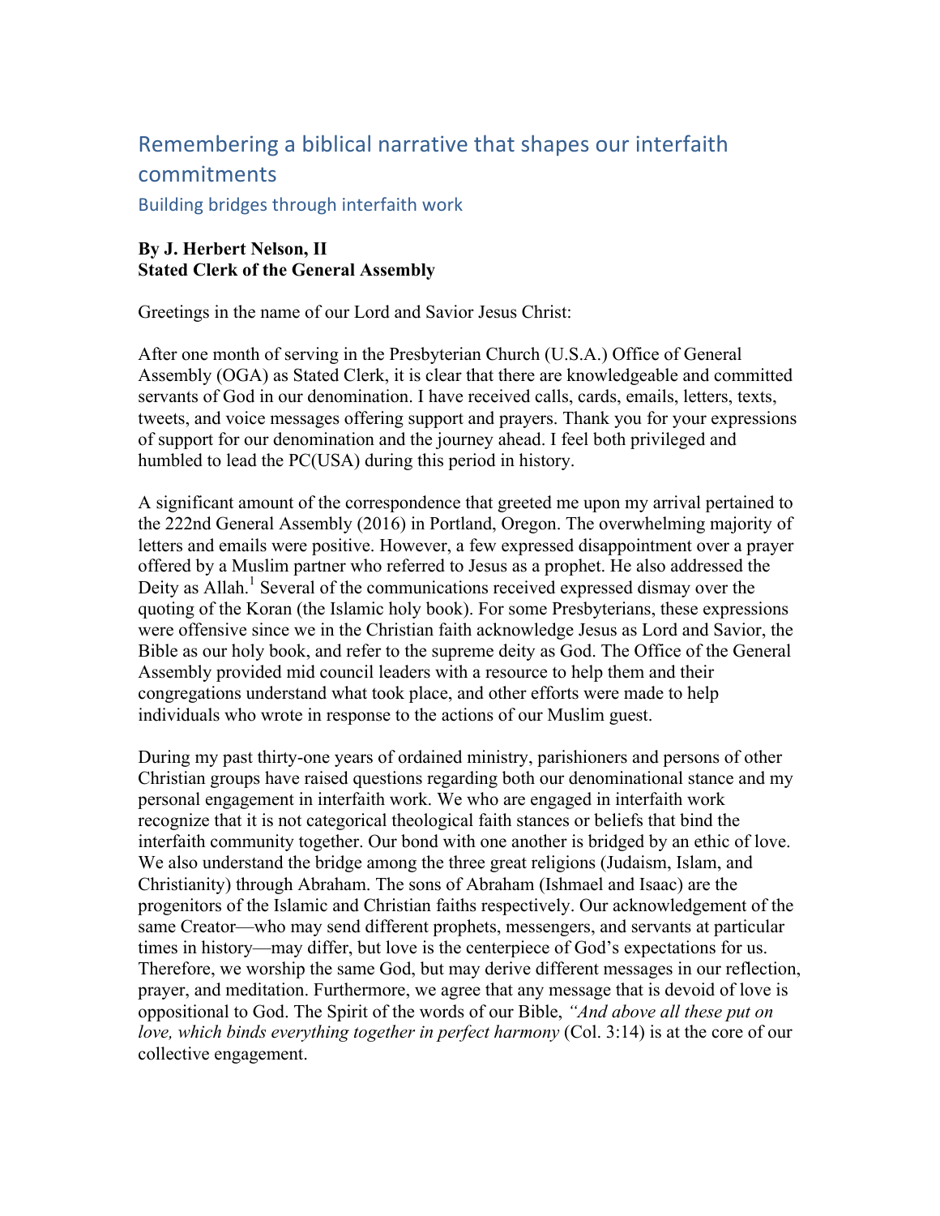# Remembering a biblical narrative that shapes our interfaith commitments

## Building bridges through interfaith work

**By J. Herbert Nelson, II**
**Stated Clerk of the General Assembly**

Greetings in the name of our Lord and Savior Jesus Christ:

After one month of serving in the Presbyterian Church (U.S.A.) Office of General Assembly (OGA) as Stated Clerk, it is clear that there are knowledgeable and committed servants of God in our denomination. I have received calls, cards, emails, letters, texts, tweets, and voice messages offering support and prayers. Thank you for your expressions of support for our denomination and the journey ahead. I feel both privileged and humbled to lead the PC(USA) during this period in history.

A significant amount of the correspondence that greeted me upon my arrival pertained to the 222nd General Assembly (2016) in Portland, Oregon. The overwhelming majority of letters and emails were positive. However, a few expressed disappointment over a prayer offered by a Muslim partner who referred to Jesus as a prophet. He also addressed the Deity as Allah.[1] Several of the communications received expressed dismay over the quoting of the Koran (the Islamic holy book). For some Presbyterians, these expressions were offensive since we in the Christian faith acknowledge Jesus as Lord and Savior, the Bible as our holy book, and refer to the supreme deity as God. The Office of the General Assembly provided mid council leaders with a resource to help them and their congregations understand what took place, and other efforts were made to help individuals who wrote in response to the actions of our Muslim guest.

During my past thirty-one years of ordained ministry, parishioners and persons of other Christian groups have raised questions regarding both our denominational stance and my personal engagement in interfaith work. We who are engaged in interfaith work recognize that it is not categorical theological faith stances or beliefs that bind the interfaith community together. Our bond with one another is bridged by an ethic of love. We also understand the bridge among the three great religions (Judaism, Islam, and Christianity) through Abraham. The sons of Abraham (Ishmael and Isaac) are the progenitors of the Islamic and Christian faiths respectively. Our acknowledgement of the same Creator—who may send different prophets, messengers, and servants at particular times in history—may differ, but love is the centerpiece of God's expectations for us. Therefore, we worship the same God, but may derive different messages in our reflection, prayer, and meditation. Furthermore, we agree that any message that is devoid of love is oppositional to God. The Spirit of the words of our Bible, *"And above all these put on love, which binds everything together in perfect harmony* (Col. 3:14) is at the core of our collective engagement.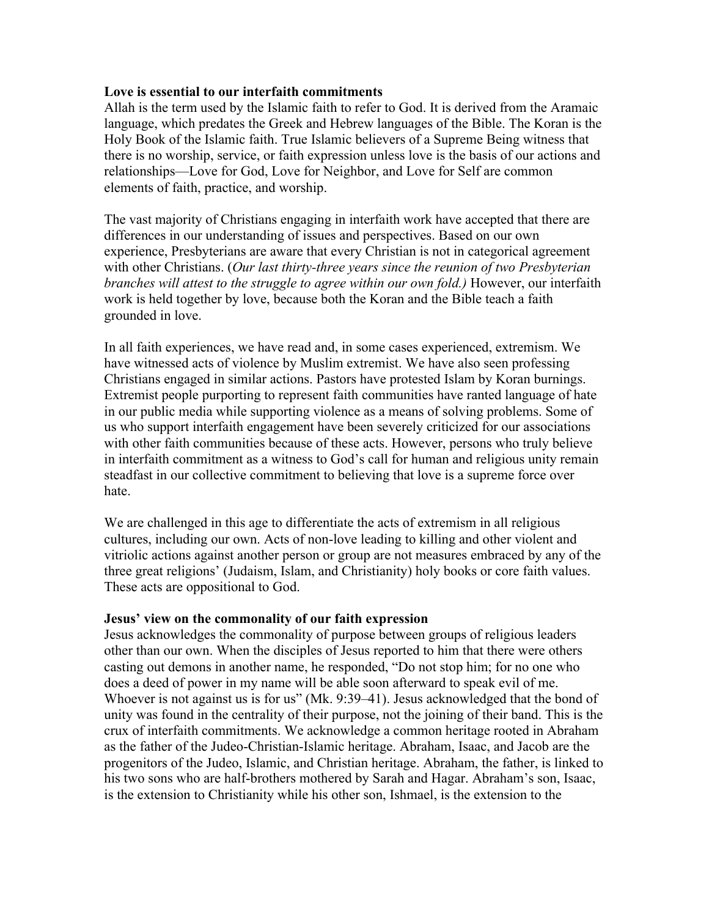**Love is essential to our interfaith commitments**

Allah is the term used by the Islamic faith to refer to God. It is derived from the Aramaic language, which predates the Greek and Hebrew languages of the Bible. The Koran is the Holy Book of the Islamic faith. True Islamic believers of a Supreme Being witness that there is no worship, service, or faith expression unless love is the basis of our actions and relationships—Love for God, Love for Neighbor, and Love for Self are common elements of faith, practice, and worship.

The vast majority of Christians engaging in interfaith work have accepted that there are differences in our understanding of issues and perspectives. Based on our own experience, Presbyterians are aware that every Christian is not in categorical agreement with other Christians. (*Our last thirty-three years since the reunion of two Presbyterian branches will attest to the struggle to agree within our own fold.)* However, our interfaith work is held together by love, because both the Koran and the Bible teach a faith grounded in love.

In all faith experiences, we have read and, in some cases experienced, extremism. We have witnessed acts of violence by Muslim extremist. We have also seen professing Christians engaged in similar actions. Pastors have protested Islam by Koran burnings. Extremist people purporting to represent faith communities have ranted language of hate in our public media while supporting violence as a means of solving problems. Some of us who support interfaith engagement have been severely criticized for our associations with other faith communities because of these acts. However, persons who truly believe in interfaith commitment as a witness to God's call for human and religious unity remain steadfast in our collective commitment to believing that love is a supreme force over hate.

We are challenged in this age to differentiate the acts of extremism in all religious cultures, including our own. Acts of non-love leading to killing and other violent and vitriolic actions against another person or group are not measures embraced by any of the three great religions' (Judaism, Islam, and Christianity) holy books or core faith values. These acts are oppositional to God.

**Jesus' view on the commonality of our faith expression**

Jesus acknowledges the commonality of purpose between groups of religious leaders other than our own. When the disciples of Jesus reported to him that there were others casting out demons in another name, he responded, "Do not stop him; for no one who does a deed of power in my name will be able soon afterward to speak evil of me. Whoever is not against us is for us" (Mk. 9:39–41). Jesus acknowledged that the bond of unity was found in the centrality of their purpose, not the joining of their band. This is the crux of interfaith commitments. We acknowledge a common heritage rooted in Abraham as the father of the Judeo-Christian-Islamic heritage. Abraham, Isaac, and Jacob are the progenitors of the Judeo, Islamic, and Christian heritage. Abraham, the father, is linked to his two sons who are half-brothers mothered by Sarah and Hagar. Abraham's son, Isaac, is the extension to Christianity while his other son, Ishmael, is the extension to the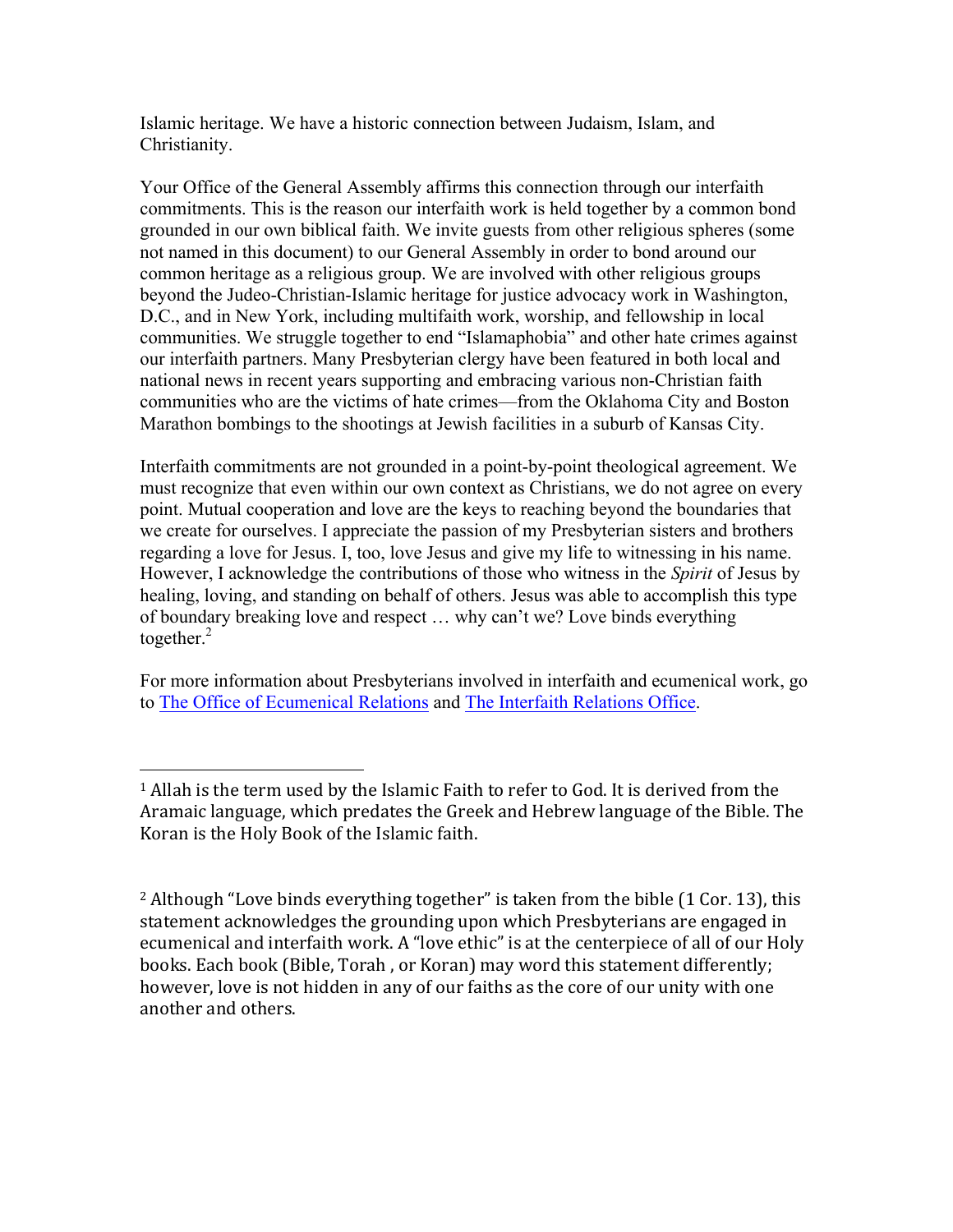Islamic heritage. We have a historic connection between Judaism, Islam, and Christianity.

Your Office of the General Assembly affirms this connection through our interfaith commitments. This is the reason our interfaith work is held together by a common bond grounded in our own biblical faith. We invite guests from other religious spheres (some not named in this document) to our General Assembly in order to bond around our common heritage as a religious group. We are involved with other religious groups beyond the Judeo-Christian-Islamic heritage for justice advocacy work in Washington, D.C., and in New York, including multifaith work, worship, and fellowship in local communities. We struggle together to end "Islamaphobia" and other hate crimes against our interfaith partners. Many Presbyterian clergy have been featured in both local and national news in recent years supporting and embracing various non-Christian faith communities who are the victims of hate crimes—from the Oklahoma City and Boston Marathon bombings to the shootings at Jewish facilities in a suburb of Kansas City.

Interfaith commitments are not grounded in a point-by-point theological agreement. We must recognize that even within our own context as Christians, we do not agree on every point. Mutual cooperation and love are the keys to reaching beyond the boundaries that we create for ourselves. I appreciate the passion of my Presbyterian sisters and brothers regarding a love for Jesus. I, too, love Jesus and give my life to witnessing in his name. However, I acknowledge the contributions of those who witness in the *Spirit* of Jesus by healing, loving, and standing on behalf of others. Jesus was able to accomplish this type of boundary breaking love and respect … why can't we? Love binds everything together.[2]

For more information about Presbyterians involved in interfaith and ecumenical work, go to The Office of Ecumenical Relations and The Interfaith Relations Office.

---

[1] Allah is the term used by the Islamic Faith to refer to God. It is derived from the Aramaic language, which predates the Greek and Hebrew language of the Bible. The Koran is the Holy Book of the Islamic faith.

[2] Although "Love binds everything together" is taken from the bible (1 Cor. 13), this statement acknowledges the grounding upon which Presbyterians are engaged in ecumenical and interfaith work. A "love ethic" is at the centerpiece of all of our Holy books. Each book (Bible, Torah , or Koran) may word this statement differently; however, love is not hidden in any of our faiths as the core of our unity with one another and others.